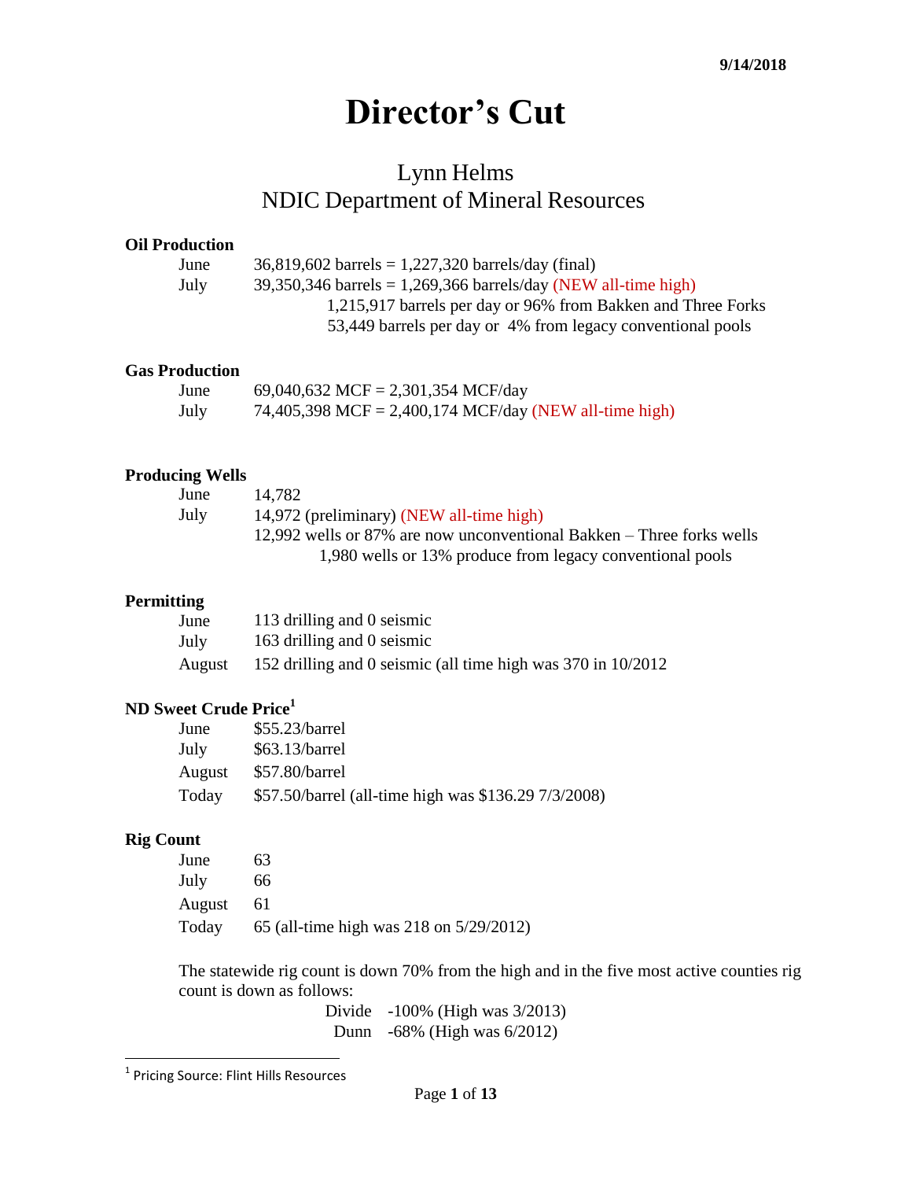9/14/2018

# Director's Cut

## Lynn Helms
## NDIC Department of Mineral Resources

**Oil Production**

June 36,819,602 barrels = 1,227,320 barrels/day (final)
July 39,350,346 barrels = 1,269,366 barrels/day (NEW all-time high)
1,215,917 barrels per day or 96% from Bakken and Three Forks
53,449 barrels per day or 4% from legacy conventional pools

**Gas Production**

June 69,040,632 MCF = 2,301,354 MCF/day
July 74,405,398 MCF = 2,400,174 MCF/day (NEW all-time high)

**Producing Wells**

June 14,782
July 14,972 (preliminary) (NEW all-time high)
12,992 wells or 87% are now unconventional Bakken – Three forks wells
1,980 wells or 13% produce from legacy conventional pools

**Permitting**

June 113 drilling and 0 seismic
July 163 drilling and 0 seismic
August 152 drilling and 0 seismic (all time high was 370 in 10/2012

**ND Sweet Crude Price**[1]

June $55.23/barrel
July $63.13/barrel
August $57.80/barrel
Today $57.50/barrel (all-time high was $136.29 7/3/2008)

**Rig Count**

June 63
July 66
August 61
Today 65 (all-time high was 218 on 5/29/2012)

The statewide rig count is down 70% from the high and in the five most active counties rig count is down as follows:

Divide -100% (High was 3/2013)
Dunn -68% (High was 6/2012)

[1] Pricing Source: Flint Hills Resources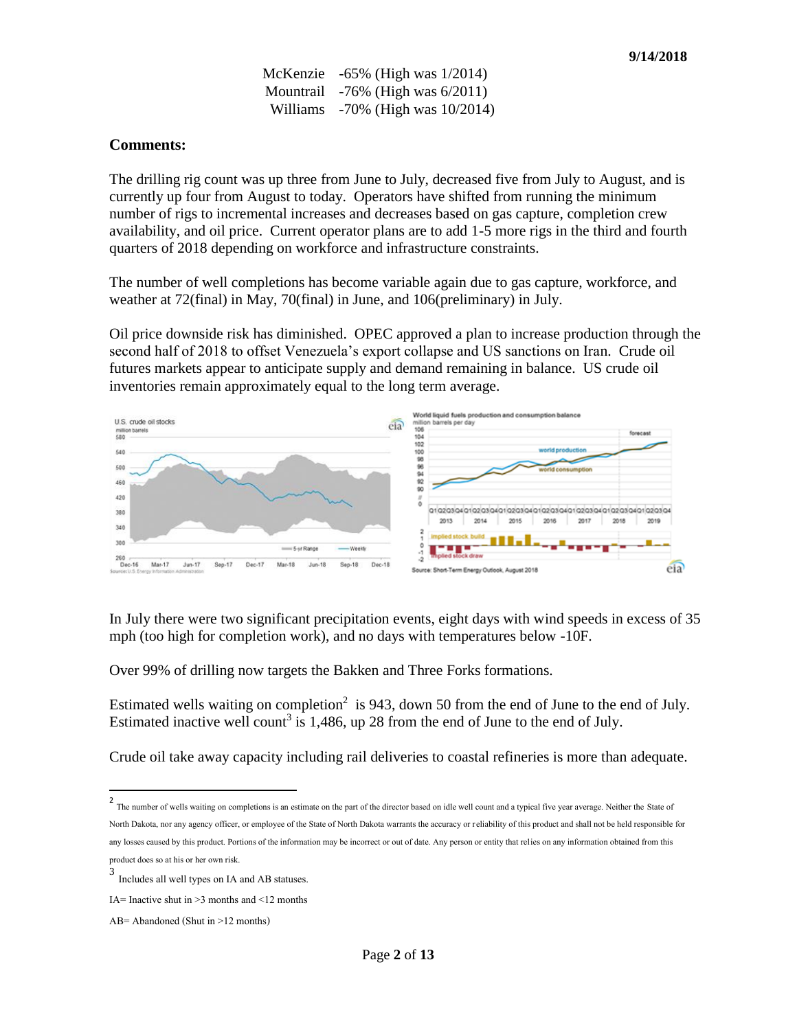| | |
|---|---|
| McKenzie | -65% (High was 1/2014) |
| Mountrail | -76% (High was 6/2011) |
| Williams | -70% (High was 10/2014) |

**Comments:**

The drilling rig count was up three from June to July, decreased five from July to August, and is currently up four from August to today. Operators have shifted from running the minimum number of rigs to incremental increases and decreases based on gas capture, completion crew availability, and oil price. Current operator plans are to add 1-5 more rigs in the third and fourth quarters of 2018 depending on workforce and infrastructure constraints.

The number of well completions has become variable again due to gas capture, workforce, and weather at 72(final) in May, 70(final) in June, and 106(preliminary) in July.

Oil price downside risk has diminished. OPEC approved a plan to increase production through the second half of 2018 to offset Venezuela's export collapse and US sanctions on Iran. Crude oil futures markets appear to anticipate supply and demand remaining in balance. US crude oil inventories remain approximately equal to the long term average.

In July there were two significant precipitation events, eight days with wind speeds in excess of 35 mph (too high for completion work), and no days with temperatures below -10F.

Over 99% of drilling now targets the Bakken and Three Forks formations.

Estimated wells waiting on completion[2] is 943, down 50 from the end of June to the end of July. Estimated inactive well count[3] is 1,486, up 28 from the end of June to the end of July.

Crude oil take away capacity including rail deliveries to coastal refineries is more than adequate.

---

[2] The number of wells waiting on completions is an estimate on the part of the director based on idle well count and a typical five year average. Neither the State of North Dakota, nor any agency officer, or employee of the State of North Dakota warrants the accuracy or reliability of this product and shall not be held responsible for any losses caused by this product. Portions of the information may be incorrect or out of date. Any person or entity that relies on any information obtained from this product does so at his or her own risk.

[3] Includes all well types on IA and AB statuses.

IA= Inactive shut in >3 months and <12 months

AB= Abandoned (Shut in >12 months)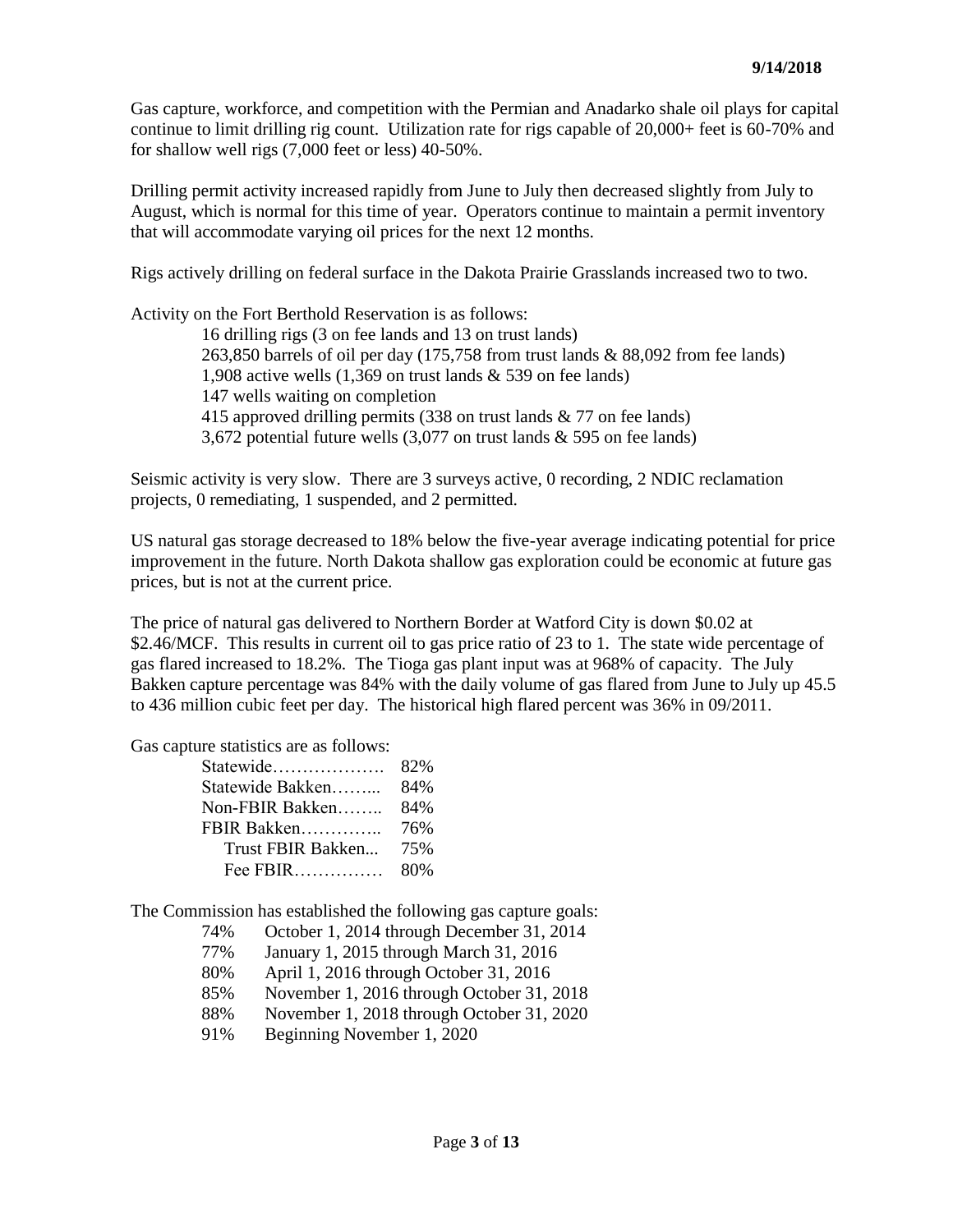**9/14/2018**

Gas capture, workforce, and competition with the Permian and Anadarko shale oil plays for capital continue to limit drilling rig count. Utilization rate for rigs capable of 20,000+ feet is 60-70% and for shallow well rigs (7,000 feet or less) 40-50%.

Drilling permit activity increased rapidly from June to July then decreased slightly from July to August, which is normal for this time of year. Operators continue to maintain a permit inventory that will accommodate varying oil prices for the next 12 months.

Rigs actively drilling on federal surface in the Dakota Prairie Grasslands increased two to two.

Activity on the Fort Berthold Reservation is as follows:

- 16 drilling rigs (3 on fee lands and 13 on trust lands)
- 263,850 barrels of oil per day (175,758 from trust lands & 88,092 from fee lands)
- 1,908 active wells (1,369 on trust lands & 539 on fee lands)
- 147 wells waiting on completion
- 415 approved drilling permits (338 on trust lands & 77 on fee lands)
- 3,672 potential future wells (3,077 on trust lands & 595 on fee lands)

Seismic activity is very slow. There are 3 surveys active, 0 recording, 2 NDIC reclamation projects, 0 remediating, 1 suspended, and 2 permitted.

US natural gas storage decreased to 18% below the five-year average indicating potential for price improvement in the future. North Dakota shallow gas exploration could be economic at future gas prices, but is not at the current price.

The price of natural gas delivered to Northern Border at Watford City is down $0.02 at $2.46/MCF. This results in current oil to gas price ratio of 23 to 1. The state wide percentage of gas flared increased to 18.2%. The Tioga gas plant input was at 968% of capacity. The July Bakken capture percentage was 84% with the daily volume of gas flared from June to July up 45.5 to 436 million cubic feet per day. The historical high flared percent was 36% in 09/2011.

Gas capture statistics are as follows:

| | |
|---|---|
| Statewide | 82% |
| Statewide Bakken | 84% |
| Non-FBIR Bakken | 84% |
| FBIR Bakken | 76% |
| Trust FBIR Bakken | 75% |
| Fee FBIR | 80% |

The Commission has established the following gas capture goals:

| | |
|---|---|
| 74% | October 1, 2014 through December 31, 2014 |
| 77% | January 1, 2015 through March 31, 2016 |
| 80% | April 1, 2016 through October 31, 2016 |
| 85% | November 1, 2016 through October 31, 2018 |
| 88% | November 1, 2018 through October 31, 2020 |
| 91% | Beginning November 1, 2020 |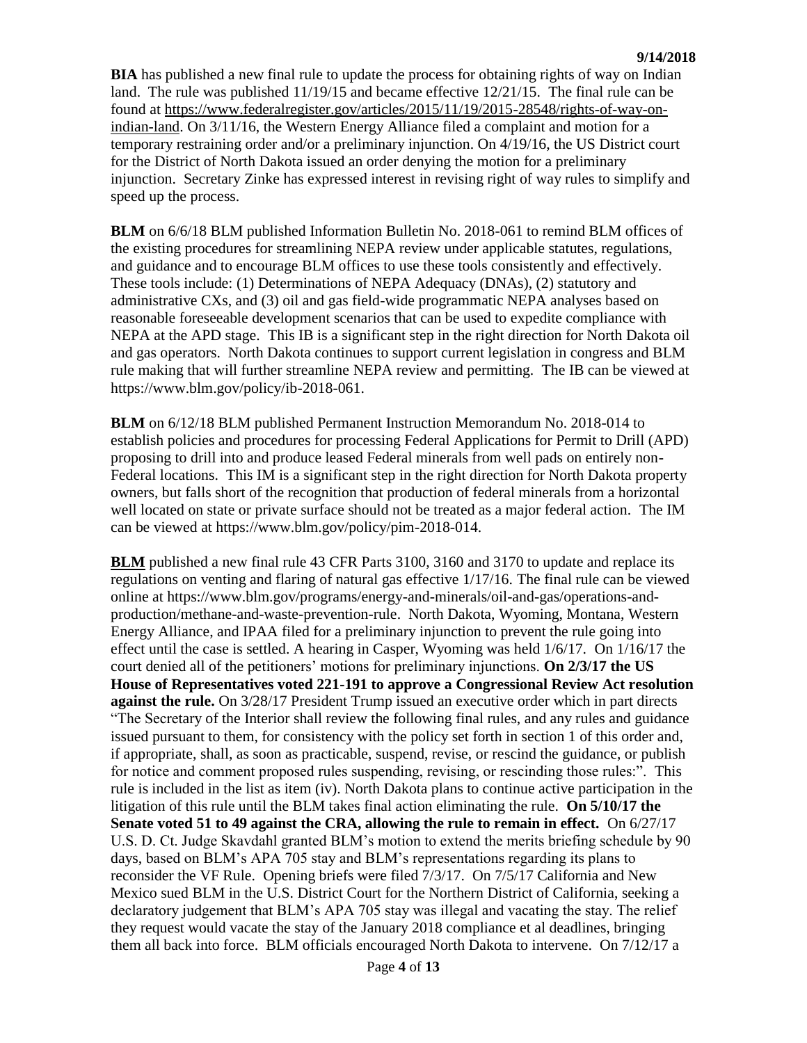**BIA** has published a new final rule to update the process for obtaining rights of way on Indian land. The rule was published 11/19/15 and became effective 12/21/15. The final rule can be found at https://www.federalregister.gov/articles/2015/11/19/2015-28548/rights-of-way-on-indian-land. On 3/11/16, the Western Energy Alliance filed a complaint and motion for a temporary restraining order and/or a preliminary injunction. On 4/19/16, the US District court for the District of North Dakota issued an order denying the motion for a preliminary injunction. Secretary Zinke has expressed interest in revising right of way rules to simplify and speed up the process.

**BLM** on 6/6/18 BLM published Information Bulletin No. 2018-061 to remind BLM offices of the existing procedures for streamlining NEPA review under applicable statutes, regulations, and guidance and to encourage BLM offices to use these tools consistently and effectively. These tools include: (1) Determinations of NEPA Adequacy (DNAs), (2) statutory and administrative CXs, and (3) oil and gas field-wide programmatic NEPA analyses based on reasonable foreseeable development scenarios that can be used to expedite compliance with NEPA at the APD stage. This IB is a significant step in the right direction for North Dakota oil and gas operators. North Dakota continues to support current legislation in congress and BLM rule making that will further streamline NEPA review and permitting. The IB can be viewed at https://www.blm.gov/policy/ib-2018-061.

**BLM** on 6/12/18 BLM published Permanent Instruction Memorandum No. 2018-014 to establish policies and procedures for processing Federal Applications for Permit to Drill (APD) proposing to drill into and produce leased Federal minerals from well pads on entirely non-Federal locations. This IM is a significant step in the right direction for North Dakota property owners, but falls short of the recognition that production of federal minerals from a horizontal well located on state or private surface should not be treated as a major federal action. The IM can be viewed at https://www.blm.gov/policy/pim-2018-014.

**BLM** published a new final rule 43 CFR Parts 3100, 3160 and 3170 to update and replace its regulations on venting and flaring of natural gas effective 1/17/16. The final rule can be viewed online at https://www.blm.gov/programs/energy-and-minerals/oil-and-gas/operations-and-production/methane-and-waste-prevention-rule. North Dakota, Wyoming, Montana, Western Energy Alliance, and IPAA filed for a preliminary injunction to prevent the rule going into effect until the case is settled. A hearing in Casper, Wyoming was held 1/6/17. On 1/16/17 the court denied all of the petitioners' motions for preliminary injunctions. **On 2/3/17 the US House of Representatives voted 221-191 to approve a Congressional Review Act resolution against the rule.** On 3/28/17 President Trump issued an executive order which in part directs "The Secretary of the Interior shall review the following final rules, and any rules and guidance issued pursuant to them, for consistency with the policy set forth in section 1 of this order and, if appropriate, shall, as soon as practicable, suspend, revise, or rescind the guidance, or publish for notice and comment proposed rules suspending, revising, or rescinding those rules:". This rule is included in the list as item (iv). North Dakota plans to continue active participation in the litigation of this rule until the BLM takes final action eliminating the rule. **On 5/10/17 the Senate voted 51 to 49 against the CRA, allowing the rule to remain in effect.** On 6/27/17 U.S. D. Ct. Judge Skavdahl granted BLM's motion to extend the merits briefing schedule by 90 days, based on BLM's APA 705 stay and BLM's representations regarding its plans to reconsider the VF Rule. Opening briefs were filed 7/3/17. On 7/5/17 California and New Mexico sued BLM in the U.S. District Court for the Northern District of California, seeking a declaratory judgement that BLM's APA 705 stay was illegal and vacating the stay. The relief they request would vacate the stay of the January 2018 compliance et al deadlines, bringing them all back into force. BLM officials encouraged North Dakota to intervene. On 7/12/17 a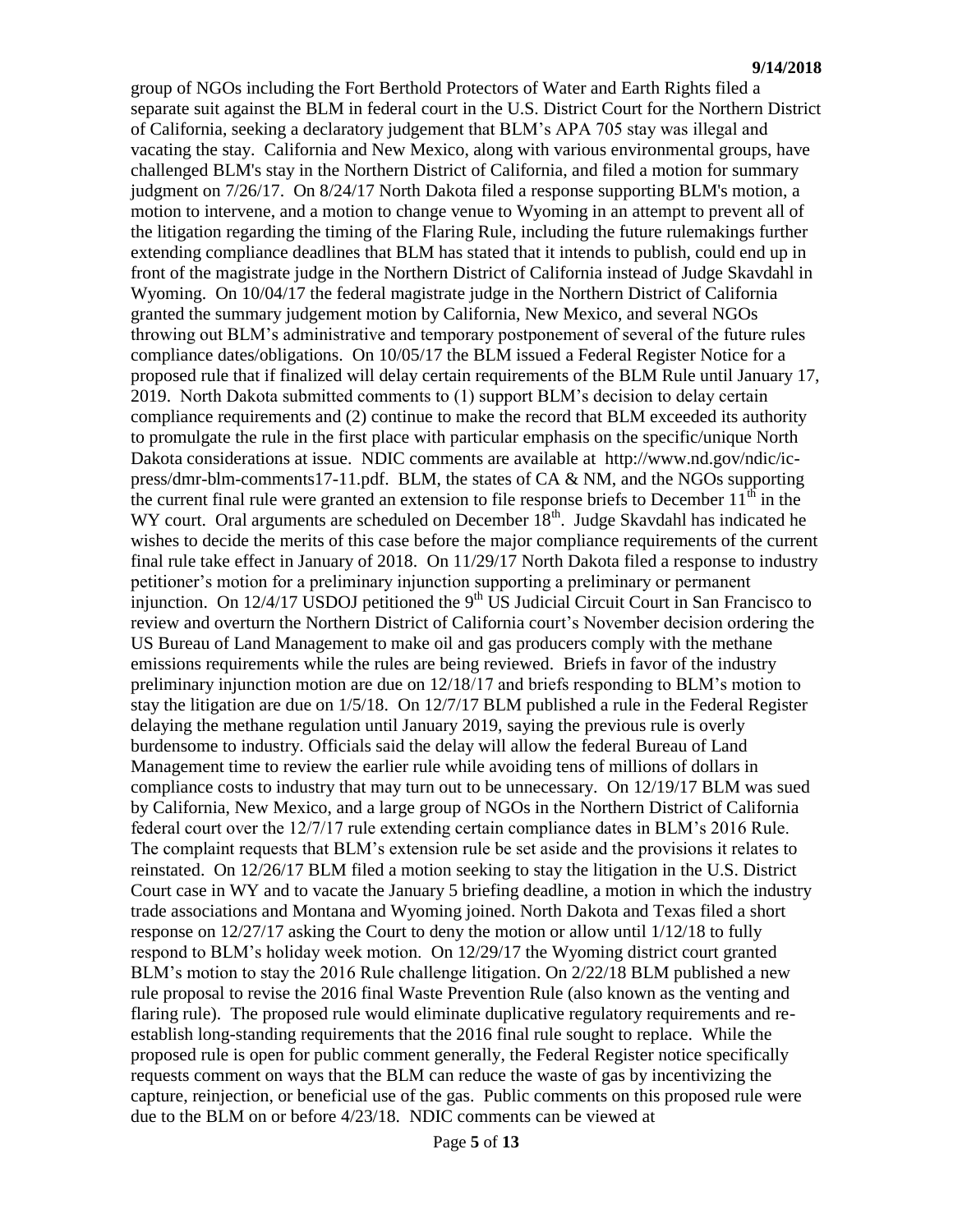group of NGOs including the Fort Berthold Protectors of Water and Earth Rights filed a separate suit against the BLM in federal court in the U.S. District Court for the Northern District of California, seeking a declaratory judgement that BLM's APA 705 stay was illegal and vacating the stay. California and New Mexico, along with various environmental groups, have challenged BLM's stay in the Northern District of California, and filed a motion for summary judgment on 7/26/17. On 8/24/17 North Dakota filed a response supporting BLM's motion, a motion to intervene, and a motion to change venue to Wyoming in an attempt to prevent all of the litigation regarding the timing of the Flaring Rule, including the future rulemakings further extending compliance deadlines that BLM has stated that it intends to publish, could end up in front of the magistrate judge in the Northern District of California instead of Judge Skavdahl in Wyoming. On 10/04/17 the federal magistrate judge in the Northern District of California granted the summary judgement motion by California, New Mexico, and several NGOs throwing out BLM's administrative and temporary postponement of several of the future rules compliance dates/obligations. On 10/05/17 the BLM issued a Federal Register Notice for a proposed rule that if finalized will delay certain requirements of the BLM Rule until January 17, 2019. North Dakota submitted comments to (1) support BLM's decision to delay certain compliance requirements and (2) continue to make the record that BLM exceeded its authority to promulgate the rule in the first place with particular emphasis on the specific/unique North Dakota considerations at issue. NDIC comments are available at http://www.nd.gov/ndic/ic-press/dmr-blm-comments17-11.pdf. BLM, the states of CA & NM, and the NGOs supporting the current final rule were granted an extension to file response briefs to December 11th in the WY court. Oral arguments are scheduled on December 18th. Judge Skavdahl has indicated he wishes to decide the merits of this case before the major compliance requirements of the current final rule take effect in January of 2018. On 11/29/17 North Dakota filed a response to industry petitioner's motion for a preliminary injunction supporting a preliminary or permanent injunction. On 12/4/17 USDOJ petitioned the 9th US Judicial Circuit Court in San Francisco to review and overturn the Northern District of California court's November decision ordering the US Bureau of Land Management to make oil and gas producers comply with the methane emissions requirements while the rules are being reviewed. Briefs in favor of the industry preliminary injunction motion are due on 12/18/17 and briefs responding to BLM's motion to stay the litigation are due on 1/5/18. On 12/7/17 BLM published a rule in the Federal Register delaying the methane regulation until January 2019, saying the previous rule is overly burdensome to industry. Officials said the delay will allow the federal Bureau of Land Management time to review the earlier rule while avoiding tens of millions of dollars in compliance costs to industry that may turn out to be unnecessary. On 12/19/17 BLM was sued by California, New Mexico, and a large group of NGOs in the Northern District of California federal court over the 12/7/17 rule extending certain compliance dates in BLM's 2016 Rule. The complaint requests that BLM's extension rule be set aside and the provisions it relates to reinstated. On 12/26/17 BLM filed a motion seeking to stay the litigation in the U.S. District Court case in WY and to vacate the January 5 briefing deadline, a motion in which the industry trade associations and Montana and Wyoming joined. North Dakota and Texas filed a short response on 12/27/17 asking the Court to deny the motion or allow until 1/12/18 to fully respond to BLM's holiday week motion. On 12/29/17 the Wyoming district court granted BLM's motion to stay the 2016 Rule challenge litigation. On 2/22/18 BLM published a new rule proposal to revise the 2016 final Waste Prevention Rule (also known as the venting and flaring rule). The proposed rule would eliminate duplicative regulatory requirements and re-establish long-standing requirements that the 2016 final rule sought to replace. While the proposed rule is open for public comment generally, the Federal Register notice specifically requests comment on ways that the BLM can reduce the waste of gas by incentivizing the capture, reinjection, or beneficial use of the gas. Public comments on this proposed rule were due to the BLM on or before 4/23/18. NDIC comments can be viewed at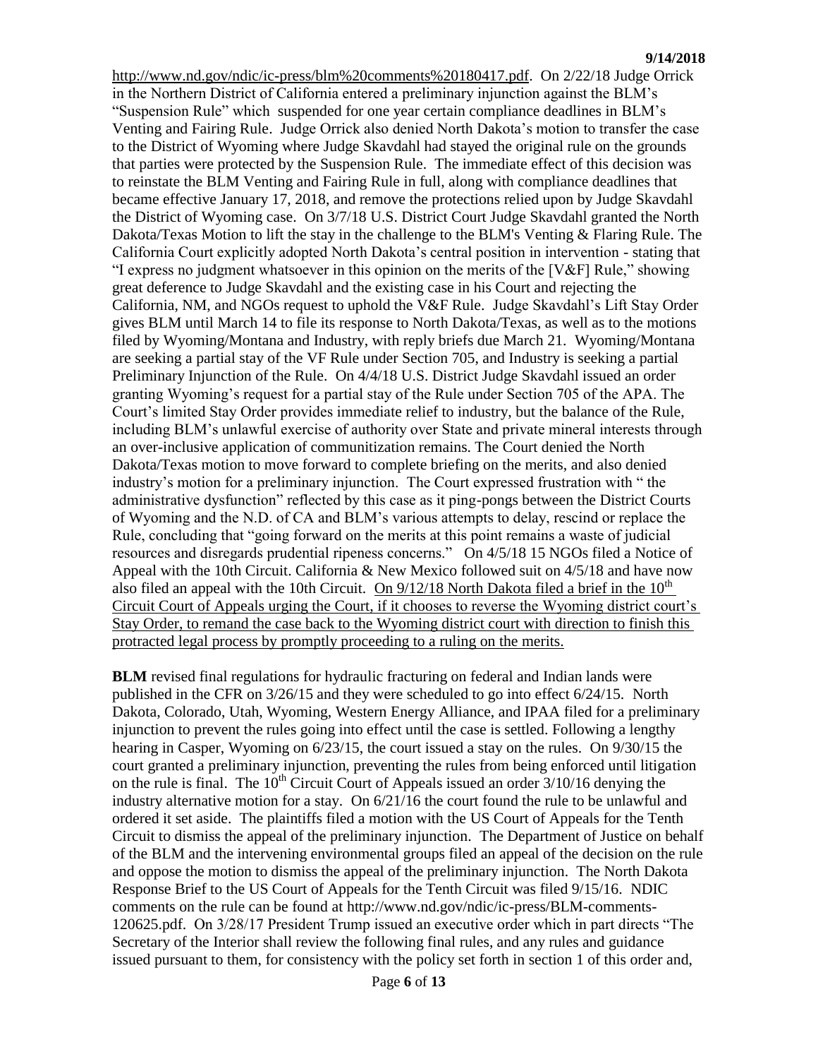http://www.nd.gov/ndic/ic-press/blm%20comments%20180417.pdf. On 2/22/18 Judge Orrick in the Northern District of California entered a preliminary injunction against the BLM's "Suspension Rule" which suspended for one year certain compliance deadlines in BLM's Venting and Fairing Rule. Judge Orrick also denied North Dakota's motion to transfer the case to the District of Wyoming where Judge Skavdahl had stayed the original rule on the grounds that parties were protected by the Suspension Rule. The immediate effect of this decision was to reinstate the BLM Venting and Fairing Rule in full, along with compliance deadlines that became effective January 17, 2018, and remove the protections relied upon by Judge Skavdahl the District of Wyoming case. On 3/7/18 U.S. District Court Judge Skavdahl granted the North Dakota/Texas Motion to lift the stay in the challenge to the BLM's Venting & Flaring Rule. The California Court explicitly adopted North Dakota's central position in intervention - stating that "I express no judgment whatsoever in this opinion on the merits of the [V&F] Rule," showing great deference to Judge Skavdahl and the existing case in his Court and rejecting the California, NM, and NGOs request to uphold the V&F Rule. Judge Skavdahl's Lift Stay Order gives BLM until March 14 to file its response to North Dakota/Texas, as well as to the motions filed by Wyoming/Montana and Industry, with reply briefs due March 21. Wyoming/Montana are seeking a partial stay of the VF Rule under Section 705, and Industry is seeking a partial Preliminary Injunction of the Rule. On 4/4/18 U.S. District Judge Skavdahl issued an order granting Wyoming's request for a partial stay of the Rule under Section 705 of the APA. The Court's limited Stay Order provides immediate relief to industry, but the balance of the Rule, including BLM's unlawful exercise of authority over State and private mineral interests through an over-inclusive application of communitization remains. The Court denied the North Dakota/Texas motion to move forward to complete briefing on the merits, and also denied industry's motion for a preliminary injunction. The Court expressed frustration with " the administrative dysfunction" reflected by this case as it ping-pongs between the District Courts of Wyoming and the N.D. of CA and BLM's various attempts to delay, rescind or replace the Rule, concluding that "going forward on the merits at this point remains a waste of judicial resources and disregards prudential ripeness concerns." On 4/5/18 15 NGOs filed a Notice of Appeal with the 10th Circuit. California & New Mexico followed suit on 4/5/18 and have now also filed an appeal with the 10th Circuit. <u>On 9/12/18 North Dakota filed a brief in the 10th Circuit Court of Appeals urging the Court, if it chooses to reverse the Wyoming district court's Stay Order, to remand the case back to the Wyoming district court with direction to finish this protracted legal process by promptly proceeding to a ruling on the merits.</u>

**BLM** revised final regulations for hydraulic fracturing on federal and Indian lands were published in the CFR on 3/26/15 and they were scheduled to go into effect 6/24/15. North Dakota, Colorado, Utah, Wyoming, Western Energy Alliance, and IPAA filed for a preliminary injunction to prevent the rules going into effect until the case is settled. Following a lengthy hearing in Casper, Wyoming on 6/23/15, the court issued a stay on the rules. On 9/30/15 the court granted a preliminary injunction, preventing the rules from being enforced until litigation on the rule is final. The 10th Circuit Court of Appeals issued an order 3/10/16 denying the industry alternative motion for a stay. On 6/21/16 the court found the rule to be unlawful and ordered it set aside. The plaintiffs filed a motion with the US Court of Appeals for the Tenth Circuit to dismiss the appeal of the preliminary injunction. The Department of Justice on behalf of the BLM and the intervening environmental groups filed an appeal of the decision on the rule and oppose the motion to dismiss the appeal of the preliminary injunction. The North Dakota Response Brief to the US Court of Appeals for the Tenth Circuit was filed 9/15/16. NDIC comments on the rule can be found at http://www.nd.gov/ndic/ic-press/BLM-comments-120625.pdf. On 3/28/17 President Trump issued an executive order which in part directs "The Secretary of the Interior shall review the following final rules, and any rules and guidance issued pursuant to them, for consistency with the policy set forth in section 1 of this order and,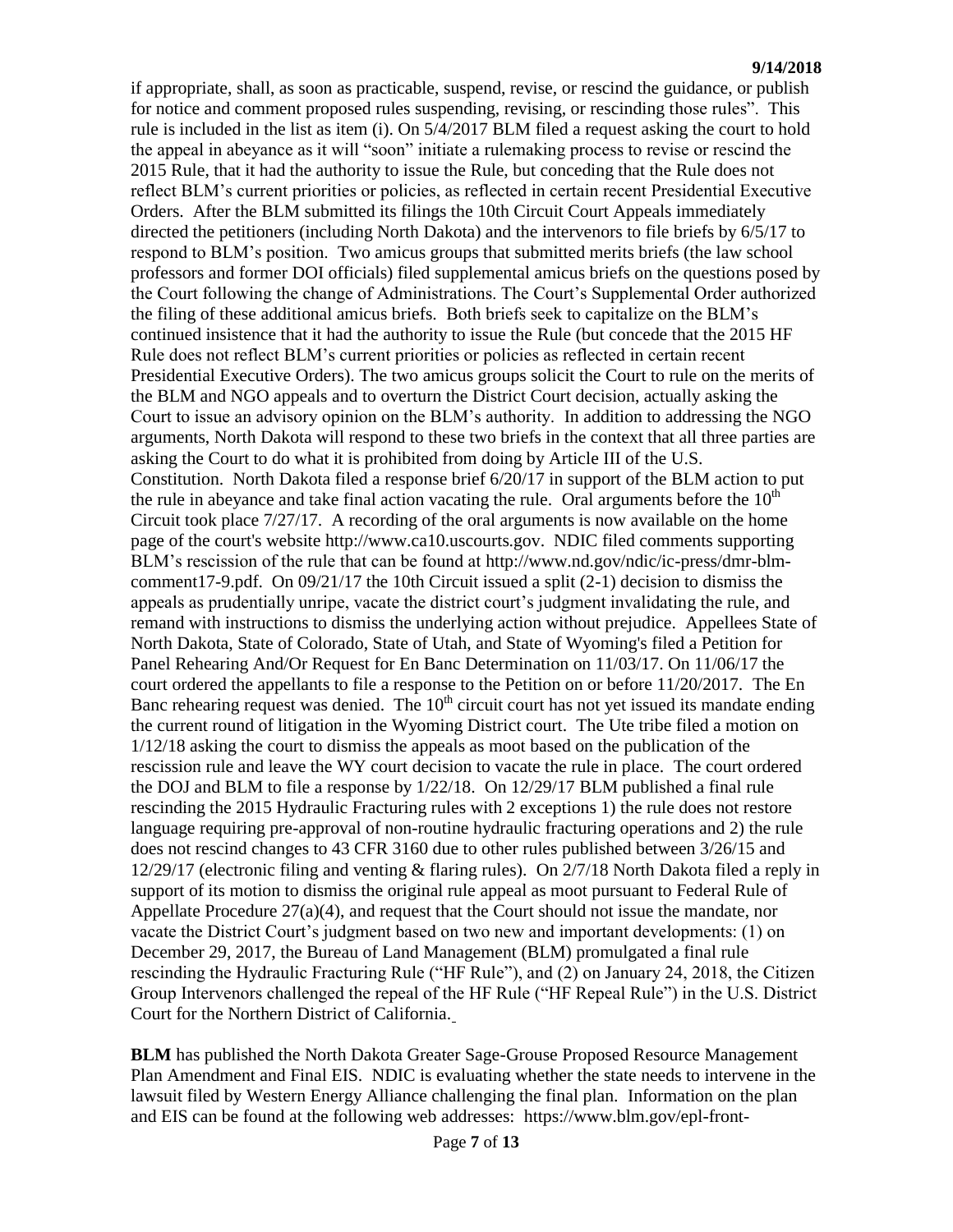if appropriate, shall, as soon as practicable, suspend, revise, or rescind the guidance, or publish for notice and comment proposed rules suspending, revising, or rescinding those rules". This rule is included in the list as item (i). On 5/4/2017 BLM filed a request asking the court to hold the appeal in abeyance as it will "soon" initiate a rulemaking process to revise or rescind the 2015 Rule, that it had the authority to issue the Rule, but conceding that the Rule does not reflect BLM's current priorities or policies, as reflected in certain recent Presidential Executive Orders. After the BLM submitted its filings the 10th Circuit Court Appeals immediately directed the petitioners (including North Dakota) and the intervenors to file briefs by 6/5/17 to respond to BLM's position. Two amicus groups that submitted merits briefs (the law school professors and former DOI officials) filed supplemental amicus briefs on the questions posed by the Court following the change of Administrations. The Court's Supplemental Order authorized the filing of these additional amicus briefs. Both briefs seek to capitalize on the BLM's continued insistence that it had the authority to issue the Rule (but concede that the 2015 HF Rule does not reflect BLM's current priorities or policies as reflected in certain recent Presidential Executive Orders). The two amicus groups solicit the Court to rule on the merits of the BLM and NGO appeals and to overturn the District Court decision, actually asking the Court to issue an advisory opinion on the BLM's authority. In addition to addressing the NGO arguments, North Dakota will respond to these two briefs in the context that all three parties are asking the Court to do what it is prohibited from doing by Article III of the U.S. Constitution. North Dakota filed a response brief 6/20/17 in support of the BLM action to put the rule in abeyance and take final action vacating the rule. Oral arguments before the 10th Circuit took place 7/27/17. A recording of the oral arguments is now available on the home page of the court's website http://www.ca10.uscourts.gov. NDIC filed comments supporting BLM's rescission of the rule that can be found at http://www.nd.gov/ndic/ic-press/dmr-blm-comment17-9.pdf. On 09/21/17 the 10th Circuit issued a split (2-1) decision to dismiss the appeals as prudentially unripe, vacate the district court's judgment invalidating the rule, and remand with instructions to dismiss the underlying action without prejudice. Appellees State of North Dakota, State of Colorado, State of Utah, and State of Wyoming's filed a Petition for Panel Rehearing And/Or Request for En Banc Determination on 11/03/17. On 11/06/17 the court ordered the appellants to file a response to the Petition on or before 11/20/2017. The En Banc rehearing request was denied. The 10th circuit court has not yet issued its mandate ending the current round of litigation in the Wyoming District court. The Ute tribe filed a motion on 1/12/18 asking the court to dismiss the appeals as moot based on the publication of the rescission rule and leave the WY court decision to vacate the rule in place. The court ordered the DOJ and BLM to file a response by 1/22/18. On 12/29/17 BLM published a final rule rescinding the 2015 Hydraulic Fracturing rules with 2 exceptions 1) the rule does not restore language requiring pre-approval of non-routine hydraulic fracturing operations and 2) the rule does not rescind changes to 43 CFR 3160 due to other rules published between 3/26/15 and 12/29/17 (electronic filing and venting & flaring rules). On 2/7/18 North Dakota filed a reply in support of its motion to dismiss the original rule appeal as moot pursuant to Federal Rule of Appellate Procedure 27(a)(4), and request that the Court should not issue the mandate, nor vacate the District Court's judgment based on two new and important developments: (1) on December 29, 2017, the Bureau of Land Management (BLM) promulgated a final rule rescinding the Hydraulic Fracturing Rule ("HF Rule"), and (2) on January 24, 2018, the Citizen Group Intervenors challenged the repeal of the HF Rule ("HF Repeal Rule") in the U.S. District Court for the Northern District of California.

**BLM** has published the North Dakota Greater Sage-Grouse Proposed Resource Management Plan Amendment and Final EIS. NDIC is evaluating whether the state needs to intervene in the lawsuit filed by Western Energy Alliance challenging the final plan. Information on the plan and EIS can be found at the following web addresses: https://www.blm.gov/epl-front-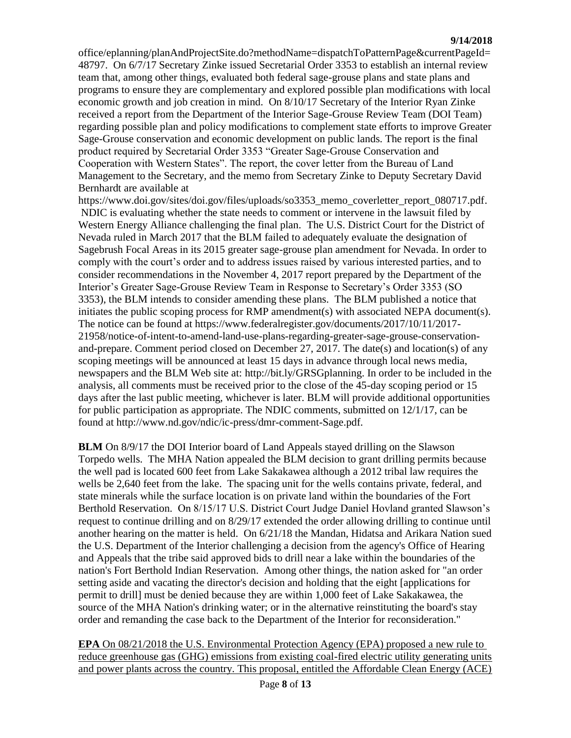office/eplanning/planAndProjectSite.do?methodName=dispatchToPatternPage&currentPageId=48797. On 6/7/17 Secretary Zinke issued Secretarial Order 3353 to establish an internal review team that, among other things, evaluated both federal sage-grouse plans and state plans and programs to ensure they are complementary and explored possible plan modifications with local economic growth and job creation in mind. On 8/10/17 Secretary of the Interior Ryan Zinke received a report from the Department of the Interior Sage-Grouse Review Team (DOI Team) regarding possible plan and policy modifications to complement state efforts to improve Greater Sage-Grouse conservation and economic development on public lands. The report is the final product required by Secretarial Order 3353 "Greater Sage-Grouse Conservation and Cooperation with Western States". The report, the cover letter from the Bureau of Land Management to the Secretary, and the memo from Secretary Zinke to Deputy Secretary David Bernhardt are available at https://www.doi.gov/sites/doi.gov/files/uploads/so3353_memo_coverletter_report_080717.pdf. NDIC is evaluating whether the state needs to comment or intervene in the lawsuit filed by Western Energy Alliance challenging the final plan. The U.S. District Court for the District of Nevada ruled in March 2017 that the BLM failed to adequately evaluate the designation of Sagebrush Focal Areas in its 2015 greater sage-grouse plan amendment for Nevada. In order to comply with the court's order and to address issues raised by various interested parties, and to consider recommendations in the November 4, 2017 report prepared by the Department of the Interior's Greater Sage-Grouse Review Team in Response to Secretary's Order 3353 (SO 3353), the BLM intends to consider amending these plans. The BLM published a notice that initiates the public scoping process for RMP amendment(s) with associated NEPA document(s). The notice can be found at https://www.federalregister.gov/documents/2017/10/11/2017-21958/notice-of-intent-to-amend-land-use-plans-regarding-greater-sage-grouse-conservation-and-prepare. Comment period closed on December 27, 2017. The date(s) and location(s) of any scoping meetings will be announced at least 15 days in advance through local news media, newspapers and the BLM Web site at: http://bit.ly/GRSGplanning. In order to be included in the analysis, all comments must be received prior to the close of the 45-day scoping period or 15 days after the last public meeting, whichever is later. BLM will provide additional opportunities for public participation as appropriate. The NDIC comments, submitted on 12/1/17, can be found at http://www.nd.gov/ndic/ic-press/dmr-comment-Sage.pdf.

**BLM** On 8/9/17 the DOI Interior board of Land Appeals stayed drilling on the Slawson Torpedo wells. The MHA Nation appealed the BLM decision to grant drilling permits because the well pad is located 600 feet from Lake Sakakawea although a 2012 tribal law requires the wells be 2,640 feet from the lake. The spacing unit for the wells contains private, federal, and state minerals while the surface location is on private land within the boundaries of the Fort Berthold Reservation. On 8/15/17 U.S. District Court Judge Daniel Hovland granted Slawson's request to continue drilling and on 8/29/17 extended the order allowing drilling to continue until another hearing on the matter is held. On 6/21/18 the Mandan, Hidatsa and Arikara Nation sued the U.S. Department of the Interior challenging a decision from the agency's Office of Hearing and Appeals that the tribe said approved bids to drill near a lake within the boundaries of the nation's Fort Berthold Indian Reservation. Among other things, the nation asked for "an order setting aside and vacating the director's decision and holding that the eight [applications for permit to drill] must be denied because they are within 1,000 feet of Lake Sakakawea, the source of the MHA Nation's drinking water; or in the alternative reinstituting the board's stay order and remanding the case back to the Department of the Interior for reconsideration."

**EPA** On 08/21/2018 the U.S. Environmental Protection Agency (EPA) proposed a new rule to reduce greenhouse gas (GHG) emissions from existing coal-fired electric utility generating units and power plants across the country. This proposal, entitled the Affordable Clean Energy (ACE)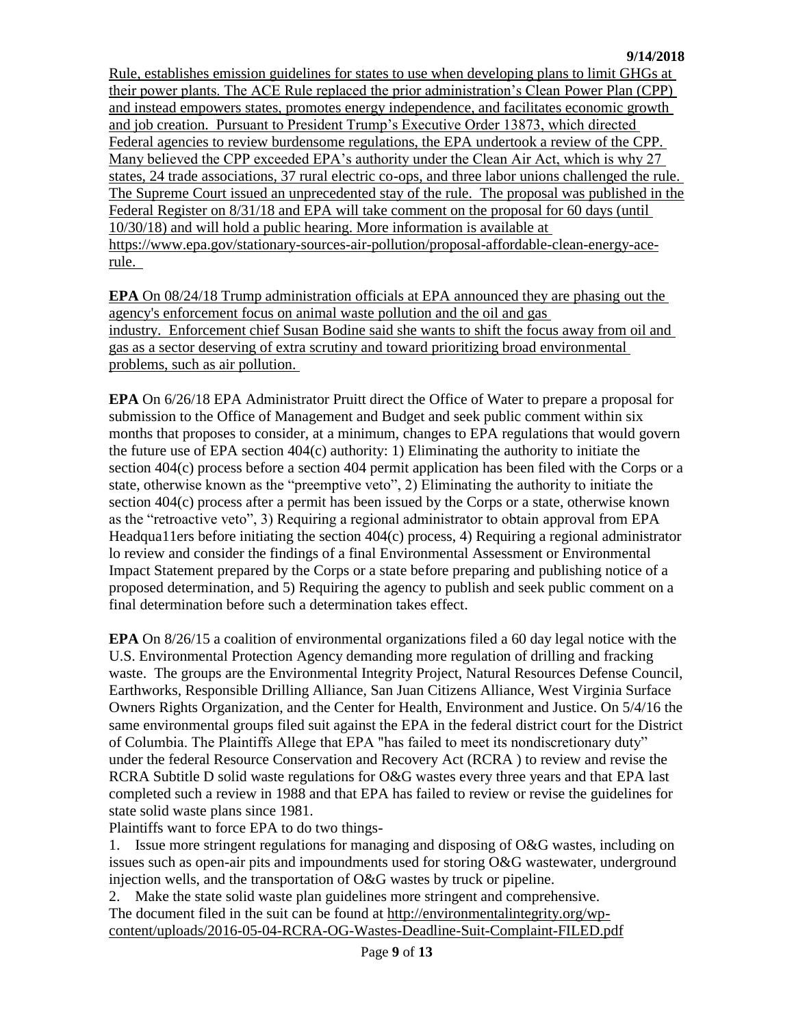Rule, establishes emission guidelines for states to use when developing plans to limit GHGs at their power plants. The ACE Rule replaced the prior administration's Clean Power Plan (CPP) and instead empowers states, promotes energy independence, and facilitates economic growth and job creation. Pursuant to President Trump's Executive Order 13873, which directed Federal agencies to review burdensome regulations, the EPA undertook a review of the CPP. Many believed the CPP exceeded EPA's authority under the Clean Air Act, which is why 27 states, 24 trade associations, 37 rural electric co-ops, and three labor unions challenged the rule. The Supreme Court issued an unprecedented stay of the rule. The proposal was published in the Federal Register on 8/31/18 and EPA will take comment on the proposal for 60 days (until 10/30/18) and will hold a public hearing. More information is available at https://www.epa.gov/stationary-sources-air-pollution/proposal-affordable-clean-energy-ace-rule.

**EPA** On 08/24/18 Trump administration officials at EPA announced they are phasing out the agency's enforcement focus on animal waste pollution and the oil and gas industry. Enforcement chief Susan Bodine said she wants to shift the focus away from oil and gas as a sector deserving of extra scrutiny and toward prioritizing broad environmental problems, such as air pollution.

**EPA** On 6/26/18 EPA Administrator Pruitt direct the Office of Water to prepare a proposal for submission to the Office of Management and Budget and seek public comment within six months that proposes to consider, at a minimum, changes to EPA regulations that would govern the future use of EPA section 404(c) authority: 1) Eliminating the authority to initiate the section 404(c) process before a section 404 permit application has been filed with the Corps or a state, otherwise known as the "preemptive veto", 2) Eliminating the authority to initiate the section 404(c) process after a permit has been issued by the Corps or a state, otherwise known as the "retroactive veto", 3) Requiring a regional administrator to obtain approval from EPA Headqua11ers before initiating the section 404(c) process, 4) Requiring a regional administrator lo review and consider the findings of a final Environmental Assessment or Environmental Impact Statement prepared by the Corps or a state before preparing and publishing notice of a proposed determination, and 5) Requiring the agency to publish and seek public comment on a final determination before such a determination takes effect.

**EPA** On 8/26/15 a coalition of environmental organizations filed a 60 day legal notice with the U.S. Environmental Protection Agency demanding more regulation of drilling and fracking waste. The groups are the Environmental Integrity Project, Natural Resources Defense Council, Earthworks, Responsible Drilling Alliance, San Juan Citizens Alliance, West Virginia Surface Owners Rights Organization, and the Center for Health, Environment and Justice. On 5/4/16 the same environmental groups filed suit against the EPA in the federal district court for the District of Columbia. The Plaintiffs Allege that EPA "has failed to meet its nondiscretionary duty" under the federal Resource Conservation and Recovery Act (RCRA ) to review and revise the RCRA Subtitle D solid waste regulations for O&G wastes every three years and that EPA last completed such a review in 1988 and that EPA has failed to review or revise the guidelines for state solid waste plans since 1981.

Plaintiffs want to force EPA to do two things-

1. Issue more stringent regulations for managing and disposing of O&G wastes, including on issues such as open-air pits and impoundments used for storing O&G wastewater, underground injection wells, and the transportation of O&G wastes by truck or pipeline.
2. Make the state solid waste plan guidelines more stringent and comprehensive.

The document filed in the suit can be found at http://environmentalintegrity.org/wp-content/uploads/2016-05-04-RCRA-OG-Wastes-Deadline-Suit-Complaint-FILED.pdf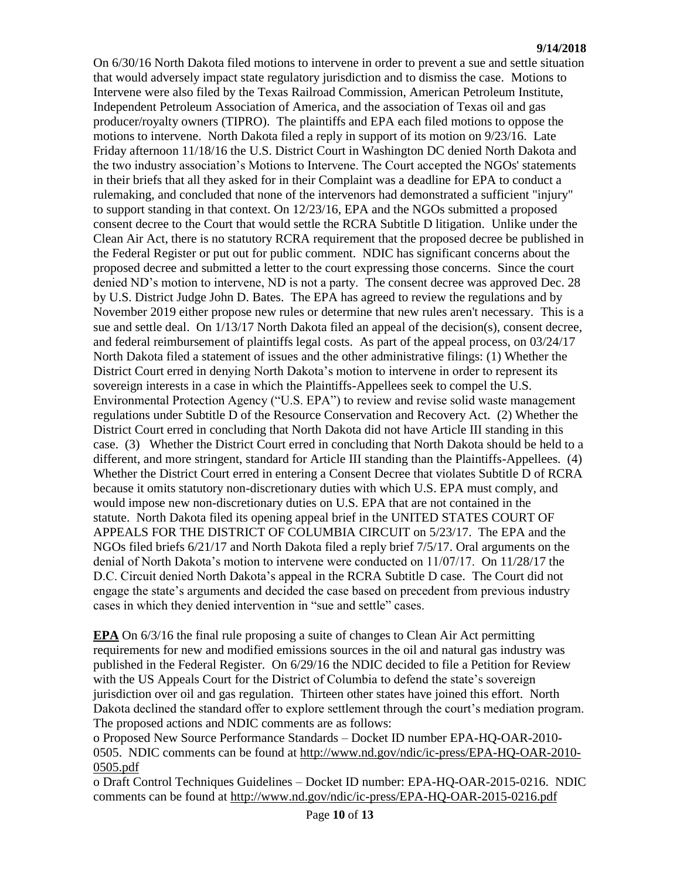On 6/30/16 North Dakota filed motions to intervene in order to prevent a sue and settle situation that would adversely impact state regulatory jurisdiction and to dismiss the case. Motions to Intervene were also filed by the Texas Railroad Commission, American Petroleum Institute, Independent Petroleum Association of America, and the association of Texas oil and gas producer/royalty owners (TIPRO). The plaintiffs and EPA each filed motions to oppose the motions to intervene. North Dakota filed a reply in support of its motion on 9/23/16. Late Friday afternoon 11/18/16 the U.S. District Court in Washington DC denied North Dakota and the two industry association's Motions to Intervene. The Court accepted the NGOs' statements in their briefs that all they asked for in their Complaint was a deadline for EPA to conduct a rulemaking, and concluded that none of the intervenors had demonstrated a sufficient "injury" to support standing in that context. On 12/23/16, EPA and the NGOs submitted a proposed consent decree to the Court that would settle the RCRA Subtitle D litigation. Unlike under the Clean Air Act, there is no statutory RCRA requirement that the proposed decree be published in the Federal Register or put out for public comment. NDIC has significant concerns about the proposed decree and submitted a letter to the court expressing those concerns. Since the court denied ND's motion to intervene, ND is not a party. The consent decree was approved Dec. 28 by U.S. District Judge John D. Bates. The EPA has agreed to review the regulations and by November 2019 either propose new rules or determine that new rules aren't necessary. This is a sue and settle deal. On 1/13/17 North Dakota filed an appeal of the decision(s), consent decree, and federal reimbursement of plaintiffs legal costs. As part of the appeal process, on 03/24/17 North Dakota filed a statement of issues and the other administrative filings: (1) Whether the District Court erred in denying North Dakota's motion to intervene in order to represent its sovereign interests in a case in which the Plaintiffs-Appellees seek to compel the U.S. Environmental Protection Agency ("U.S. EPA") to review and revise solid waste management regulations under Subtitle D of the Resource Conservation and Recovery Act. (2) Whether the District Court erred in concluding that North Dakota did not have Article III standing in this case. (3) Whether the District Court erred in concluding that North Dakota should be held to a different, and more stringent, standard for Article III standing than the Plaintiffs-Appellees. (4) Whether the District Court erred in entering a Consent Decree that violates Subtitle D of RCRA because it omits statutory non-discretionary duties with which U.S. EPA must comply, and would impose new non-discretionary duties on U.S. EPA that are not contained in the statute. North Dakota filed its opening appeal brief in the UNITED STATES COURT OF APPEALS FOR THE DISTRICT OF COLUMBIA CIRCUIT on 5/23/17. The EPA and the NGOs filed briefs 6/21/17 and North Dakota filed a reply brief 7/5/17. Oral arguments on the denial of North Dakota's motion to intervene were conducted on 11/07/17. On 11/28/17 the D.C. Circuit denied North Dakota's appeal in the RCRA Subtitle D case. The Court did not engage the state's arguments and decided the case based on precedent from previous industry cases in which they denied intervention in "sue and settle" cases.

**EPA** On 6/3/16 the final rule proposing a suite of changes to Clean Air Act permitting requirements for new and modified emissions sources in the oil and natural gas industry was published in the Federal Register. On 6/29/16 the NDIC decided to file a Petition for Review with the US Appeals Court for the District of Columbia to defend the state's sovereign jurisdiction over oil and gas regulation. Thirteen other states have joined this effort. North Dakota declined the standard offer to explore settlement through the court's mediation program. The proposed actions and NDIC comments are as follows:

o Proposed New Source Performance Standards – Docket ID number EPA-HQ-OAR-2010-0505. NDIC comments can be found at http://www.nd.gov/ndic/ic-press/EPA-HQ-OAR-2010-0505.pdf

o Draft Control Techniques Guidelines – Docket ID number: EPA-HQ-OAR-2015-0216. NDIC comments can be found at http://www.nd.gov/ndic/ic-press/EPA-HQ-OAR-2015-0216.pdf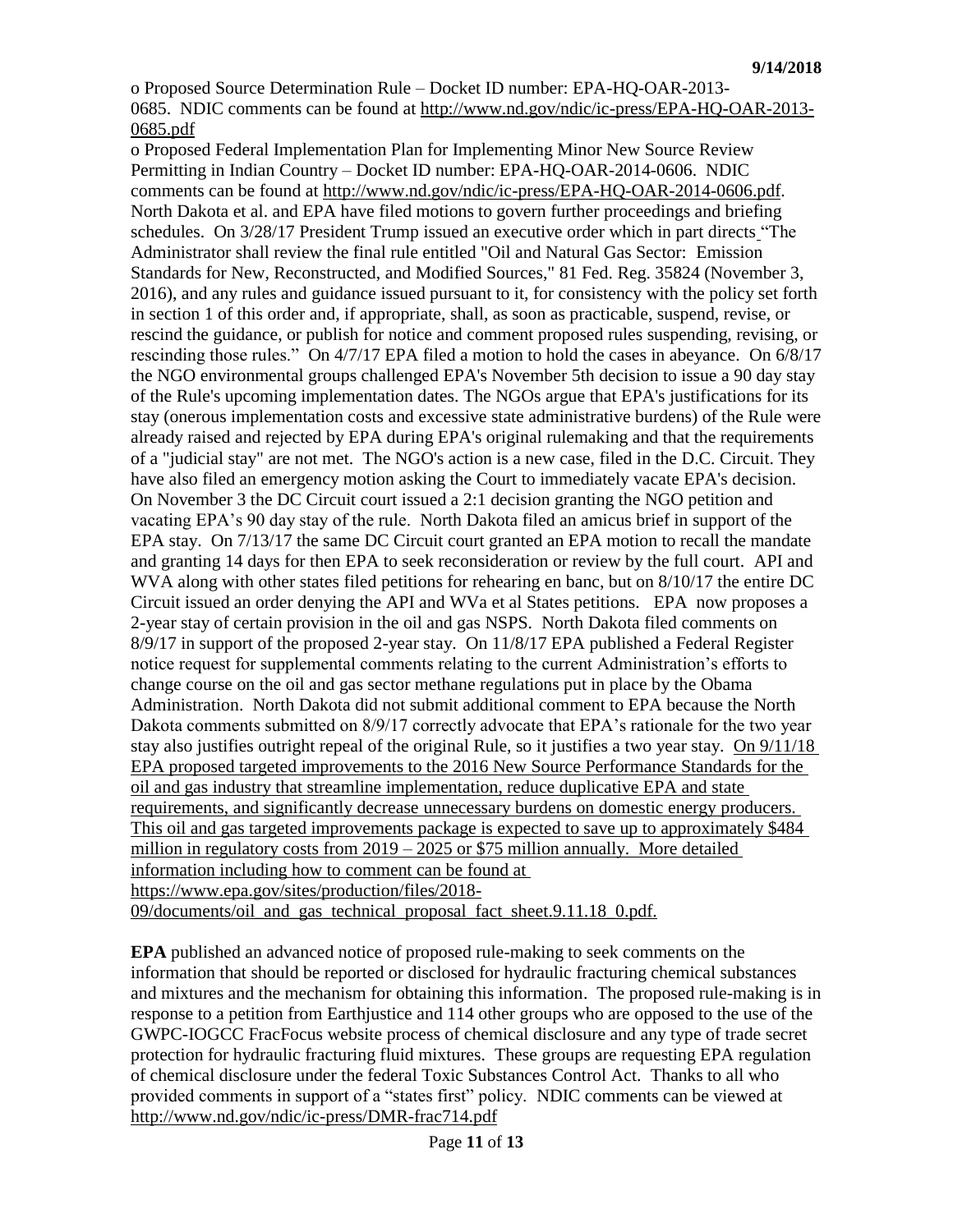o Proposed Source Determination Rule – Docket ID number: EPA-HQ-OAR-2013-0685. NDIC comments can be found at http://www.nd.gov/ndic/ic-press/EPA-HQ-OAR-2013-0685.pdf

o Proposed Federal Implementation Plan for Implementing Minor New Source Review Permitting in Indian Country – Docket ID number: EPA-HQ-OAR-2014-0606. NDIC comments can be found at http://www.nd.gov/ndic/ic-press/EPA-HQ-OAR-2014-0606.pdf.

North Dakota et al. and EPA have filed motions to govern further proceedings and briefing schedules. On 3/28/17 President Trump issued an executive order which in part directs "The Administrator shall review the final rule entitled "Oil and Natural Gas Sector: Emission Standards for New, Reconstructed, and Modified Sources," 81 Fed. Reg. 35824 (November 3, 2016), and any rules and guidance issued pursuant to it, for consistency with the policy set forth in section 1 of this order and, if appropriate, shall, as soon as practicable, suspend, revise, or rescind the guidance, or publish for notice and comment proposed rules suspending, revising, or rescinding those rules." On 4/7/17 EPA filed a motion to hold the cases in abeyance. On 6/8/17 the NGO environmental groups challenged EPA's November 5th decision to issue a 90 day stay of the Rule's upcoming implementation dates. The NGOs argue that EPA's justifications for its stay (onerous implementation costs and excessive state administrative burdens) of the Rule were already raised and rejected by EPA during EPA's original rulemaking and that the requirements of a "judicial stay" are not met. The NGO's action is a new case, filed in the D.C. Circuit. They have also filed an emergency motion asking the Court to immediately vacate EPA's decision. On November 3 the DC Circuit court issued a 2:1 decision granting the NGO petition and vacating EPA's 90 day stay of the rule. North Dakota filed an amicus brief in support of the EPA stay. On 7/13/17 the same DC Circuit court granted an EPA motion to recall the mandate and granting 14 days for then EPA to seek reconsideration or review by the full court. API and WVA along with other states filed petitions for rehearing en banc, but on 8/10/17 the entire DC Circuit issued an order denying the API and WVa et al States petitions. EPA now proposes a 2-year stay of certain provision in the oil and gas NSPS. North Dakota filed comments on 8/9/17 in support of the proposed 2-year stay. On 11/8/17 EPA published a Federal Register notice request for supplemental comments relating to the current Administration's efforts to change course on the oil and gas sector methane regulations put in place by the Obama Administration. North Dakota did not submit additional comment to EPA because the North Dakota comments submitted on 8/9/17 correctly advocate that EPA's rationale for the two year stay also justifies outright repeal of the original Rule, so it justifies a two year stay. On 9/11/18 EPA proposed targeted improvements to the 2016 New Source Performance Standards for the oil and gas industry that streamline implementation, reduce duplicative EPA and state requirements, and significantly decrease unnecessary burdens on domestic energy producers. This oil and gas targeted improvements package is expected to save up to approximately $484 million in regulatory costs from 2019 – 2025 or $75 million annually. More detailed information including how to comment can be found at https://www.epa.gov/sites/production/files/2018-09/documents/oil_and_gas_technical_proposal_fact_sheet.9.11.18_0.pdf.

**EPA** published an advanced notice of proposed rule-making to seek comments on the information that should be reported or disclosed for hydraulic fracturing chemical substances and mixtures and the mechanism for obtaining this information. The proposed rule-making is in response to a petition from Earthjustice and 114 other groups who are opposed to the use of the GWPC-IOGCC FracFocus website process of chemical disclosure and any type of trade secret protection for hydraulic fracturing fluid mixtures. These groups are requesting EPA regulation of chemical disclosure under the federal Toxic Substances Control Act. Thanks to all who provided comments in support of a "states first" policy. NDIC comments can be viewed at http://www.nd.gov/ndic/ic-press/DMR-frac714.pdf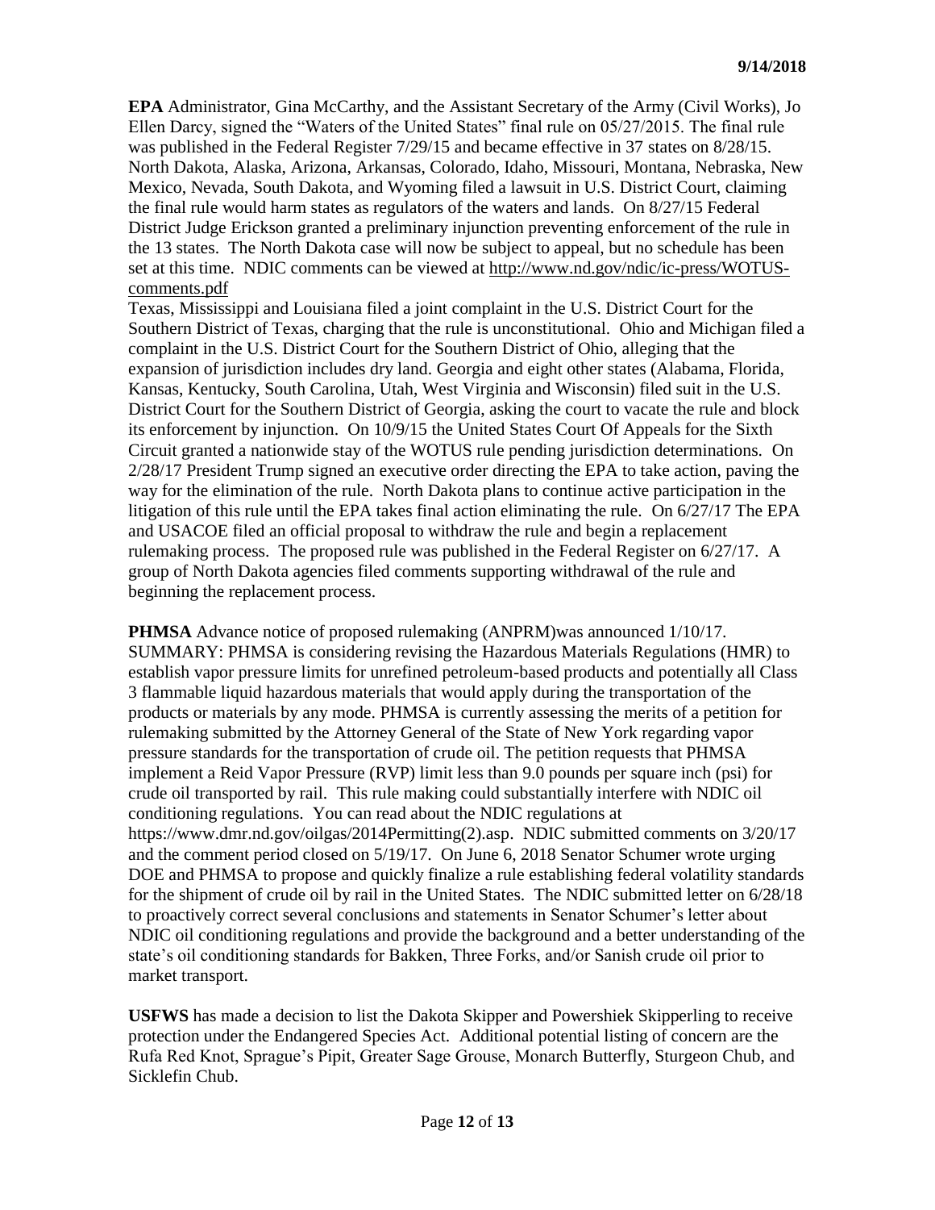**EPA** Administrator, Gina McCarthy, and the Assistant Secretary of the Army (Civil Works), Jo Ellen Darcy, signed the "Waters of the United States" final rule on 05/27/2015. The final rule was published in the Federal Register 7/29/15 and became effective in 37 states on 8/28/15. North Dakota, Alaska, Arizona, Arkansas, Colorado, Idaho, Missouri, Montana, Nebraska, New Mexico, Nevada, South Dakota, and Wyoming filed a lawsuit in U.S. District Court, claiming the final rule would harm states as regulators of the waters and lands. On 8/27/15 Federal District Judge Erickson granted a preliminary injunction preventing enforcement of the rule in the 13 states. The North Dakota case will now be subject to appeal, but no schedule has been set at this time. NDIC comments can be viewed at http://www.nd.gov/ndic/ic-press/WOTUS-comments.pdf
Texas, Mississippi and Louisiana filed a joint complaint in the U.S. District Court for the Southern District of Texas, charging that the rule is unconstitutional. Ohio and Michigan filed a complaint in the U.S. District Court for the Southern District of Ohio, alleging that the expansion of jurisdiction includes dry land. Georgia and eight other states (Alabama, Florida, Kansas, Kentucky, South Carolina, Utah, West Virginia and Wisconsin) filed suit in the U.S. District Court for the Southern District of Georgia, asking the court to vacate the rule and block its enforcement by injunction. On 10/9/15 the United States Court Of Appeals for the Sixth Circuit granted a nationwide stay of the WOTUS rule pending jurisdiction determinations. On 2/28/17 President Trump signed an executive order directing the EPA to take action, paving the way for the elimination of the rule. North Dakota plans to continue active participation in the litigation of this rule until the EPA takes final action eliminating the rule. On 6/27/17 The EPA and USACOE filed an official proposal to withdraw the rule and begin a replacement rulemaking process. The proposed rule was published in the Federal Register on 6/27/17. A group of North Dakota agencies filed comments supporting withdrawal of the rule and beginning the replacement process.

**PHMSA** Advance notice of proposed rulemaking (ANPRM)was announced 1/10/17. SUMMARY: PHMSA is considering revising the Hazardous Materials Regulations (HMR) to establish vapor pressure limits for unrefined petroleum-based products and potentially all Class 3 flammable liquid hazardous materials that would apply during the transportation of the products or materials by any mode. PHMSA is currently assessing the merits of a petition for rulemaking submitted by the Attorney General of the State of New York regarding vapor pressure standards for the transportation of crude oil. The petition requests that PHMSA implement a Reid Vapor Pressure (RVP) limit less than 9.0 pounds per square inch (psi) for crude oil transported by rail. This rule making could substantially interfere with NDIC oil conditioning regulations. You can read about the NDIC regulations at https://www.dmr.nd.gov/oilgas/2014Permitting(2).asp. NDIC submitted comments on 3/20/17 and the comment period closed on 5/19/17. On June 6, 2018 Senator Schumer wrote urging DOE and PHMSA to propose and quickly finalize a rule establishing federal volatility standards for the shipment of crude oil by rail in the United States. The NDIC submitted letter on 6/28/18 to proactively correct several conclusions and statements in Senator Schumer's letter about NDIC oil conditioning regulations and provide the background and a better understanding of the state's oil conditioning standards for Bakken, Three Forks, and/or Sanish crude oil prior to market transport.

**USFWS** has made a decision to list the Dakota Skipper and Powershiek Skipperling to receive protection under the Endangered Species Act. Additional potential listing of concern are the Rufa Red Knot, Sprague's Pipit, Greater Sage Grouse, Monarch Butterfly, Sturgeon Chub, and Sicklefin Chub.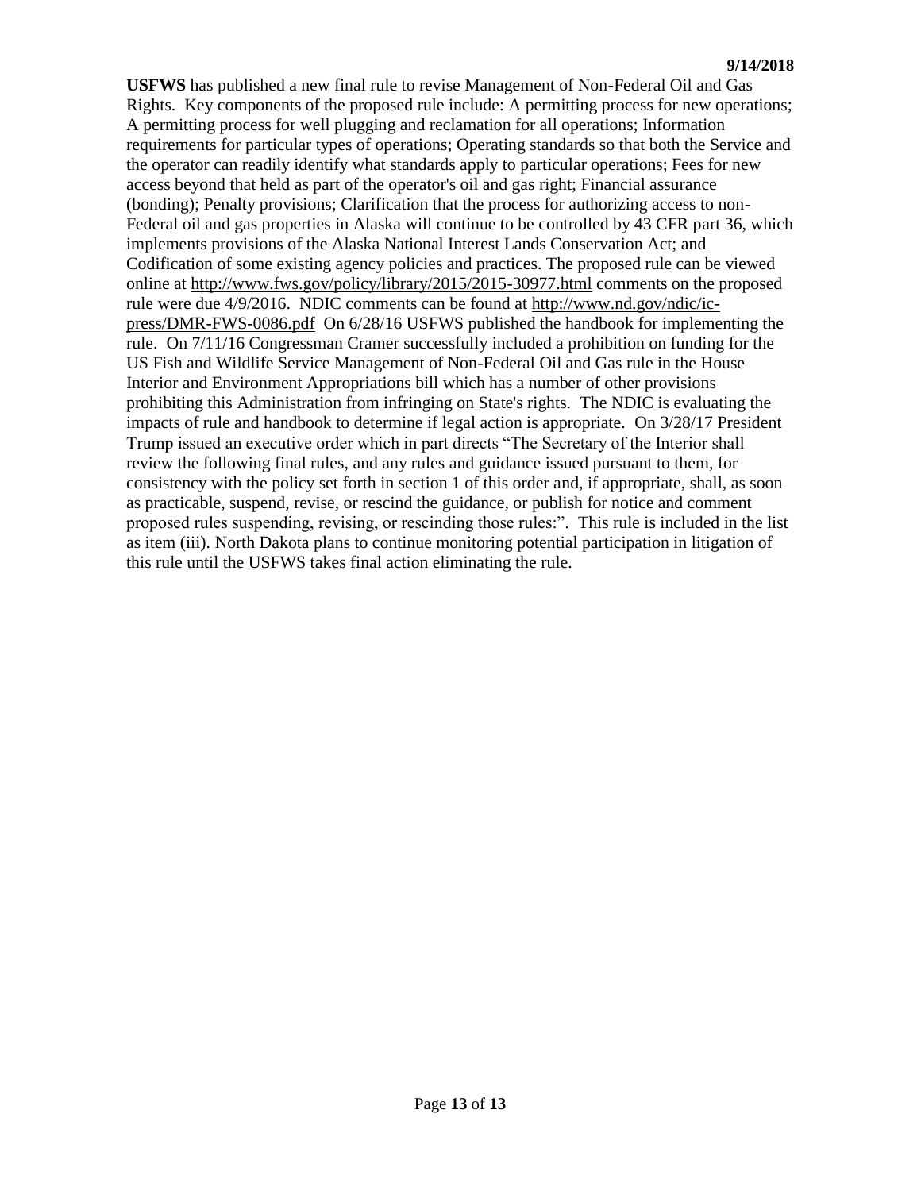**9/14/2018**

**USFWS** has published a new final rule to revise Management of Non-Federal Oil and Gas Rights. Key components of the proposed rule include: A permitting process for new operations; A permitting process for well plugging and reclamation for all operations; Information requirements for particular types of operations; Operating standards so that both the Service and the operator can readily identify what standards apply to particular operations; Fees for new access beyond that held as part of the operator's oil and gas right; Financial assurance (bonding); Penalty provisions; Clarification that the process for authorizing access to non-Federal oil and gas properties in Alaska will continue to be controlled by 43 CFR part 36, which implements provisions of the Alaska National Interest Lands Conservation Act; and Codification of some existing agency policies and practices. The proposed rule can be viewed online at http://www.fws.gov/policy/library/2015/2015-30977.html comments on the proposed rule were due 4/9/2016. NDIC comments can be found at http://www.nd.gov/ndic/ic-press/DMR-FWS-0086.pdf On 6/28/16 USFWS published the handbook for implementing the rule. On 7/11/16 Congressman Cramer successfully included a prohibition on funding for the US Fish and Wildlife Service Management of Non-Federal Oil and Gas rule in the House Interior and Environment Appropriations bill which has a number of other provisions prohibiting this Administration from infringing on State's rights. The NDIC is evaluating the impacts of rule and handbook to determine if legal action is appropriate. On 3/28/17 President Trump issued an executive order which in part directs "The Secretary of the Interior shall review the following final rules, and any rules and guidance issued pursuant to them, for consistency with the policy set forth in section 1 of this order and, if appropriate, shall, as soon as practicable, suspend, revise, or rescind the guidance, or publish for notice and comment proposed rules suspending, revising, or rescinding those rules:". This rule is included in the list as item (iii). North Dakota plans to continue monitoring potential participation in litigation of this rule until the USFWS takes final action eliminating the rule.